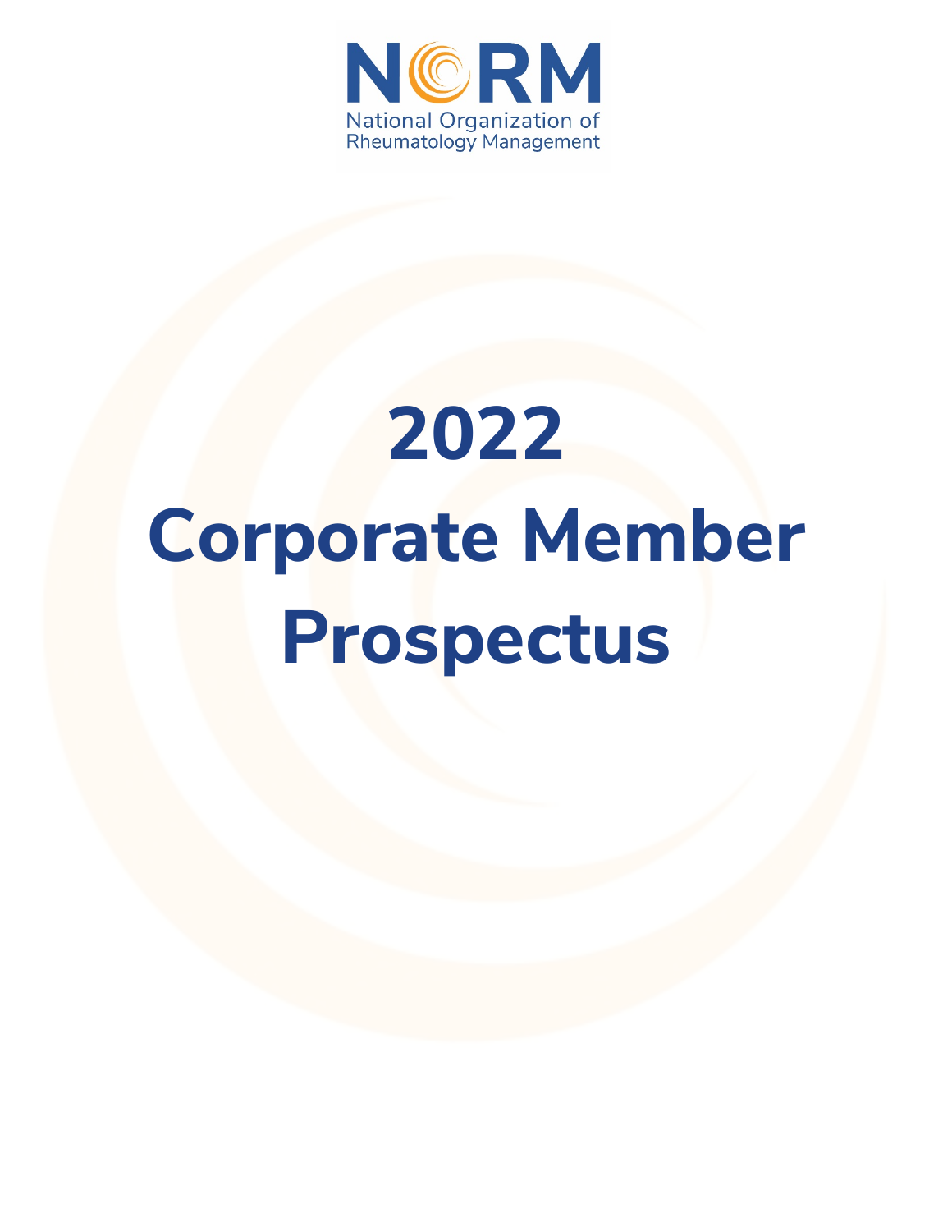NCRM

National Organization of Rheumatology Management

# 2022 Corporate Member Prospectus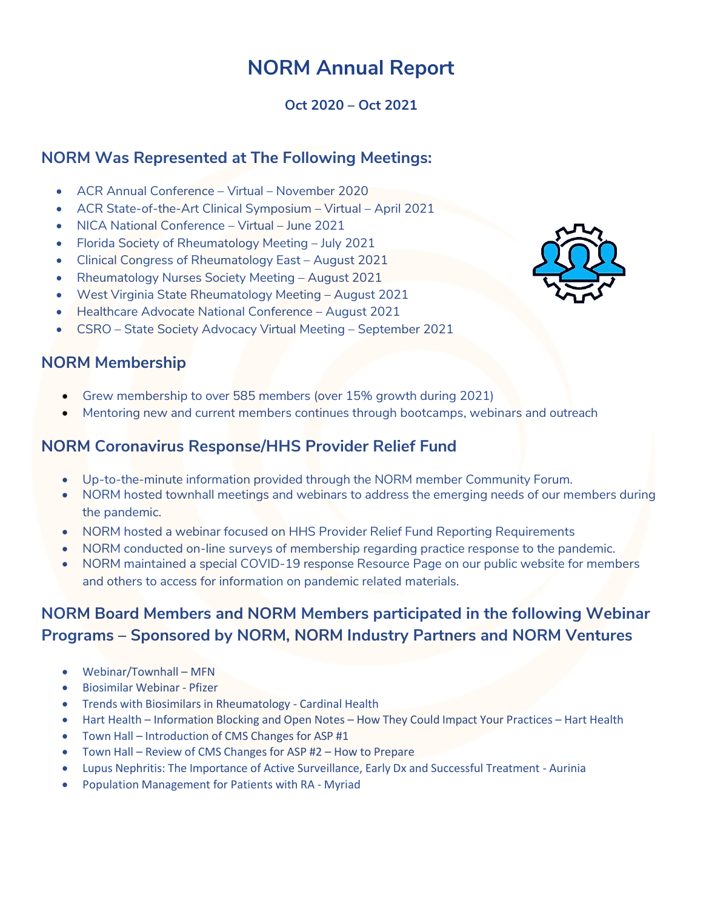# NORM Annual Report

**Oct 2020 – Oct 2021**

## NORM Was Represented at The Following Meetings:

- ACR Annual Conference – Virtual – November 2020
- ACR State-of-the-Art Clinical Symposium – Virtual – April 2021
- NICA National Conference – Virtual – June 2021
- Florida Society of Rheumatology Meeting – July 2021
- Clinical Congress of Rheumatology East – August 2021
- Rheumatology Nurses Society Meeting – August 2021
- West Virginia State Rheumatology Meeting – August 2021
- Healthcare Advocate National Conference – August 2021
- CSRO – State Society Advocacy Virtual Meeting – September 2021

## NORM Membership

- Grew membership to over 585 members (over 15% growth during 2021)
- Mentoring new and current members continues through bootcamps, webinars and outreach

## NORM Coronavirus Response/HHS Provider Relief Fund

- Up-to-the-minute information provided through the NORM member Community Forum.
- NORM hosted townhall meetings and webinars to address the emerging needs of our members during the pandemic.
- NORM hosted a webinar focused on HHS Provider Relief Fund Reporting Requirements
- NORM conducted on-line surveys of membership regarding practice response to the pandemic.
- NORM maintained a special COVID-19 response Resource Page on our public website for members and others to access for information on pandemic related materials.

## NORM Board Members and NORM Members participated in the following Webinar Programs – Sponsored by NORM, NORM Industry Partners and NORM Ventures

- Webinar/Townhall – MFN
- Biosimilar Webinar - Pfizer
- Trends with Biosimilars in Rheumatology - Cardinal Health
- Hart Health – Information Blocking and Open Notes – How They Could Impact Your Practices – Hart Health
- Town Hall – Introduction of CMS Changes for ASP #1
- Town Hall – Review of CMS Changes for ASP #2 – How to Prepare
- Lupus Nephritis: The Importance of Active Surveillance, Early Dx and Successful Treatment - Aurinia
- Population Management for Patients with RA - Myriad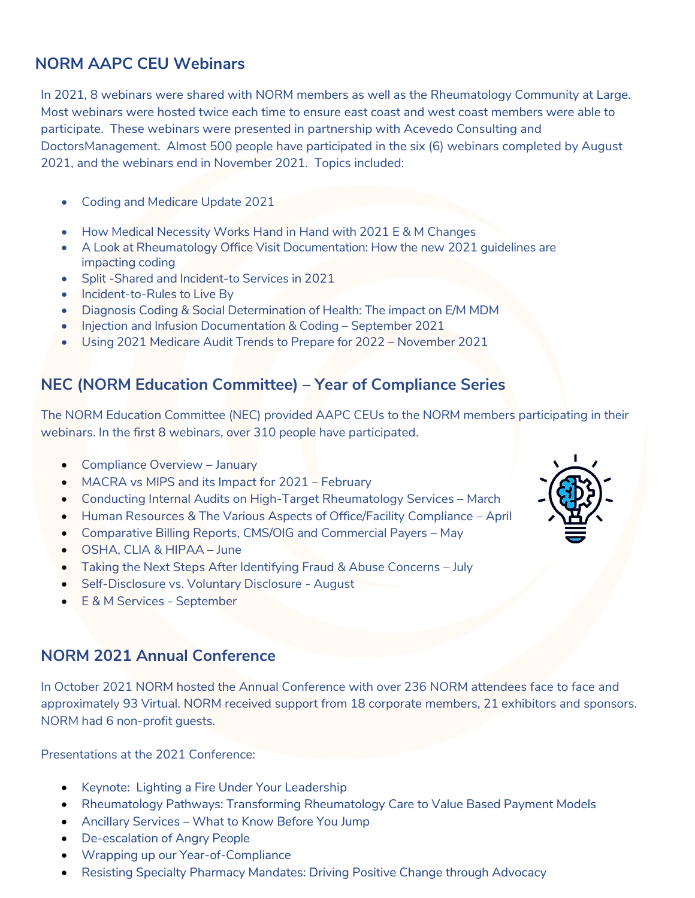## NORM AAPC CEU Webinars

In 2021, 8 webinars were shared with NORM members as well as the Rheumatology Community at Large. Most webinars were hosted twice each time to ensure east coast and west coast members were able to participate. These webinars were presented in partnership with Acevedo Consulting and DoctorsManagement. Almost 500 people have participated in the six (6) webinars completed by August 2021, and the webinars end in November 2021. Topics included:

- Coding and Medicare Update 2021
- How Medical Necessity Works Hand in Hand with 2021 E & M Changes
- A Look at Rheumatology Office Visit Documentation: How the new 2021 guidelines are impacting coding
- Split -Shared and Incident-to Services in 2021
- Incident-to-Rules to Live By
- Diagnosis Coding & Social Determination of Health: The impact on E/M MDM
- Injection and Infusion Documentation & Coding – September 2021
- Using 2021 Medicare Audit Trends to Prepare for 2022 – November 2021

## NEC (NORM Education Committee) – Year of Compliance Series

The NORM Education Committee (NEC) provided AAPC CEUs to the NORM members participating in their webinars. In the first 8 webinars, over 310 people have participated.

- Compliance Overview – January
- MACRA vs MIPS and its Impact for 2021 – February
- Conducting Internal Audits on High-Target Rheumatology Services – March
- Human Resources & The Various Aspects of Office/Facility Compliance – April
- Comparative Billing Reports, CMS/OIG and Commercial Payers – May
- OSHA, CLIA & HIPAA – June
- Taking the Next Steps After Identifying Fraud & Abuse Concerns – July
- Self-Disclosure vs. Voluntary Disclosure - August
- E & M Services - September

## NORM 2021 Annual Conference

In October 2021 NORM hosted the Annual Conference with over 236 NORM attendees face to face and approximately 93 Virtual. NORM received support from 18 corporate members, 21 exhibitors and sponsors. NORM had 6 non-profit guests.

Presentations at the 2021 Conference:

- Keynote: Lighting a Fire Under Your Leadership
- Rheumatology Pathways: Transforming Rheumatology Care to Value Based Payment Models
- Ancillary Services – What to Know Before You Jump
- De-escalation of Angry People
- Wrapping up our Year-of-Compliance
- Resisting Specialty Pharmacy Mandates: Driving Positive Change through Advocacy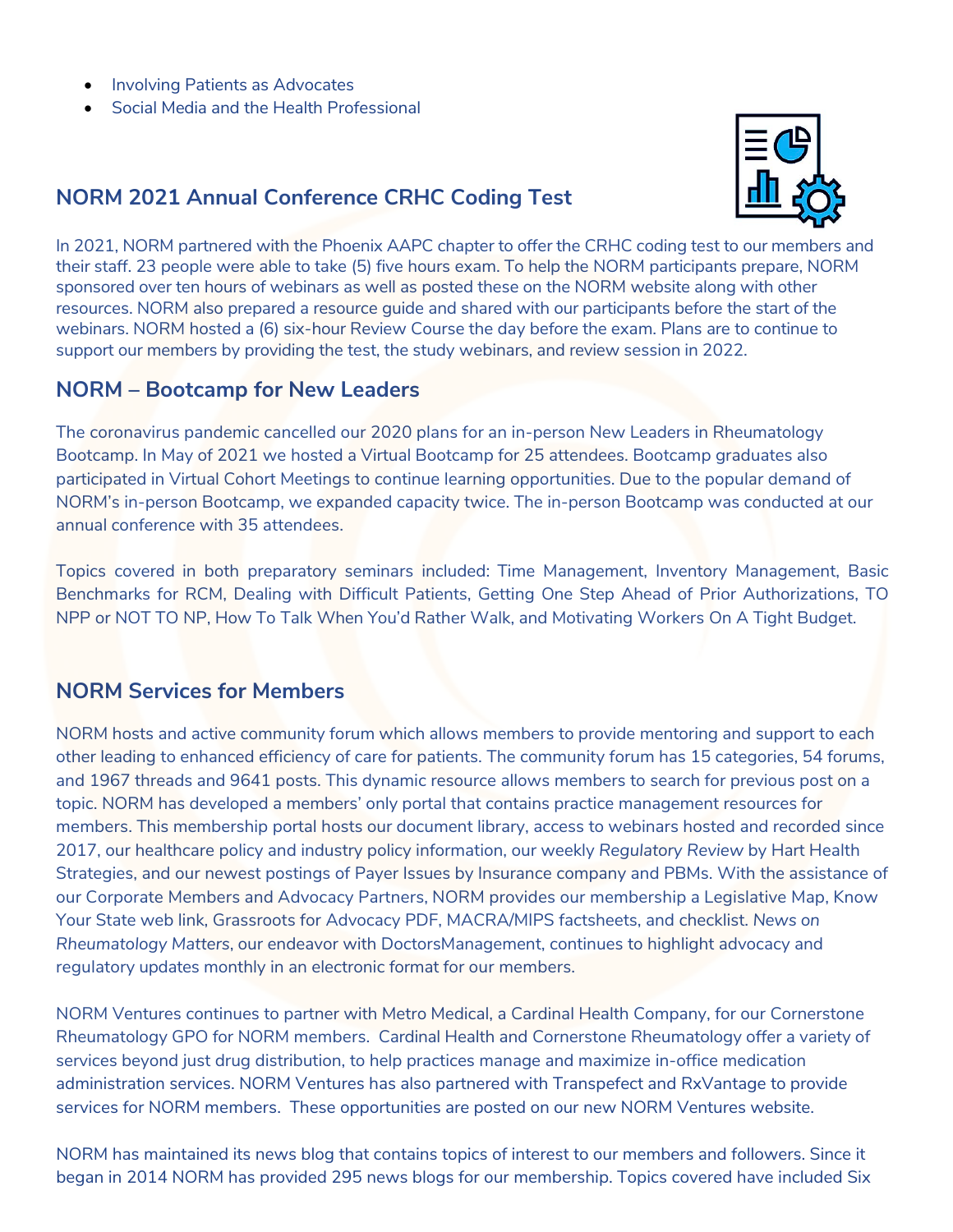- Involving Patients as Advocates
- Social Media and the Health Professional

## NORM 2021 Annual Conference CRHC Coding Test

In 2021, NORM partnered with the Phoenix AAPC chapter to offer the CRHC coding test to our members and their staff. 23 people were able to take (5) five hours exam. To help the NORM participants prepare, NORM sponsored over ten hours of webinars as well as posted these on the NORM website along with other resources. NORM also prepared a resource guide and shared with our participants before the start of the webinars. NORM hosted a (6) six-hour Review Course the day before the exam. Plans are to continue to support our members by providing the test, the study webinars, and review session in 2022.

## NORM – Bootcamp for New Leaders

The coronavirus pandemic cancelled our 2020 plans for an in-person New Leaders in Rheumatology Bootcamp. In May of 2021 we hosted a Virtual Bootcamp for 25 attendees. Bootcamp graduates also participated in Virtual Cohort Meetings to continue learning opportunities. Due to the popular demand of NORM's in-person Bootcamp, we expanded capacity twice. The in-person Bootcamp was conducted at our annual conference with 35 attendees.

Topics covered in both preparatory seminars included: Time Management, Inventory Management, Basic Benchmarks for RCM, Dealing with Difficult Patients, Getting One Step Ahead of Prior Authorizations, TO NPP or NOT TO NP, How To Talk When You'd Rather Walk, and Motivating Workers On A Tight Budget.

## NORM Services for Members

NORM hosts and active community forum which allows members to provide mentoring and support to each other leading to enhanced efficiency of care for patients. The community forum has 15 categories, 54 forums, and 1967 threads and 9641 posts. This dynamic resource allows members to search for previous post on a topic. NORM has developed a members' only portal that contains practice management resources for members. This membership portal hosts our document library, access to webinars hosted and recorded since 2017, our healthcare policy and industry policy information, our weekly *Regulatory Review* by Hart Health Strategies, and our newest postings of Payer Issues by Insurance company and PBMs. With the assistance of our Corporate Members and Advocacy Partners, NORM provides our membership a Legislative Map, Know Your State web link, Grassroots for Advocacy PDF, MACRA/MIPS factsheets, and checklist. *News on Rheumatology Matters*, our endeavor with DoctorsManagement, continues to highlight advocacy and regulatory updates monthly in an electronic format for our members.

NORM Ventures continues to partner with Metro Medical, a Cardinal Health Company, for our Cornerstone Rheumatology GPO for NORM members. Cardinal Health and Cornerstone Rheumatology offer a variety of services beyond just drug distribution, to help practices manage and maximize in-office medication administration services. NORM Ventures has also partnered with Transpefect and RxVantage to provide services for NORM members. These opportunities are posted on our new NORM Ventures website.

NORM has maintained its news blog that contains topics of interest to our members and followers. Since it began in 2014 NORM has provided 295 news blogs for our membership. Topics covered have included Six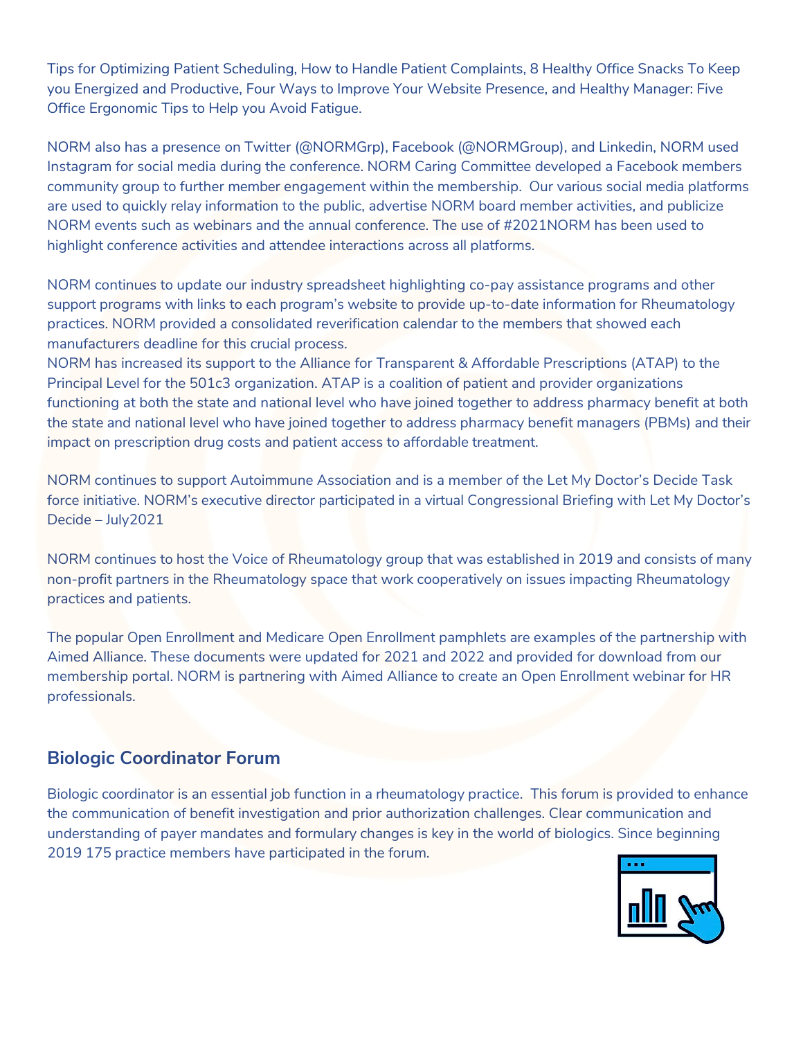Tips for Optimizing Patient Scheduling, How to Handle Patient Complaints, 8 Healthy Office Snacks To Keep you Energized and Productive, Four Ways to Improve Your Website Presence, and Healthy Manager: Five Office Ergonomic Tips to Help you Avoid Fatigue.

NORM also has a presence on Twitter (@NORMGrp), Facebook (@NORMGroup), and Linkedin, NORM used Instagram for social media during the conference. NORM Caring Committee developed a Facebook members community group to further member engagement within the membership. Our various social media platforms are used to quickly relay information to the public, advertise NORM board member activities, and publicize NORM events such as webinars and the annual conference. The use of #2021NORM has been used to highlight conference activities and attendee interactions across all platforms.

NORM continues to update our industry spreadsheet highlighting co-pay assistance programs and other support programs with links to each program's website to provide up-to-date information for Rheumatology practices. NORM provided a consolidated reverification calendar to the members that showed each manufacturers deadline for this crucial process.
NORM has increased its support to the Alliance for Transparent & Affordable Prescriptions (ATAP) to the Principal Level for the 501c3 organization. ATAP is a coalition of patient and provider organizations functioning at both the state and national level who have joined together to address pharmacy benefit at both the state and national level who have joined together to address pharmacy benefit managers (PBMs) and their impact on prescription drug costs and patient access to affordable treatment.

NORM continues to support Autoimmune Association and is a member of the Let My Doctor's Decide Task force initiative. NORM's executive director participated in a virtual Congressional Briefing with Let My Doctor's Decide – July2021

NORM continues to host the Voice of Rheumatology group that was established in 2019 and consists of many non-profit partners in the Rheumatology space that work cooperatively on issues impacting Rheumatology practices and patients.

The popular Open Enrollment and Medicare Open Enrollment pamphlets are examples of the partnership with Aimed Alliance. These documents were updated for 2021 and 2022 and provided for download from our membership portal. NORM is partnering with Aimed Alliance to create an Open Enrollment webinar for HR professionals.

## Biologic Coordinator Forum

Biologic coordinator is an essential job function in a rheumatology practice. This forum is provided to enhance the communication of benefit investigation and prior authorization challenges. Clear communication and understanding of payer mandates and formulary changes is key in the world of biologics. Since beginning 2019 175 practice members have participated in the forum.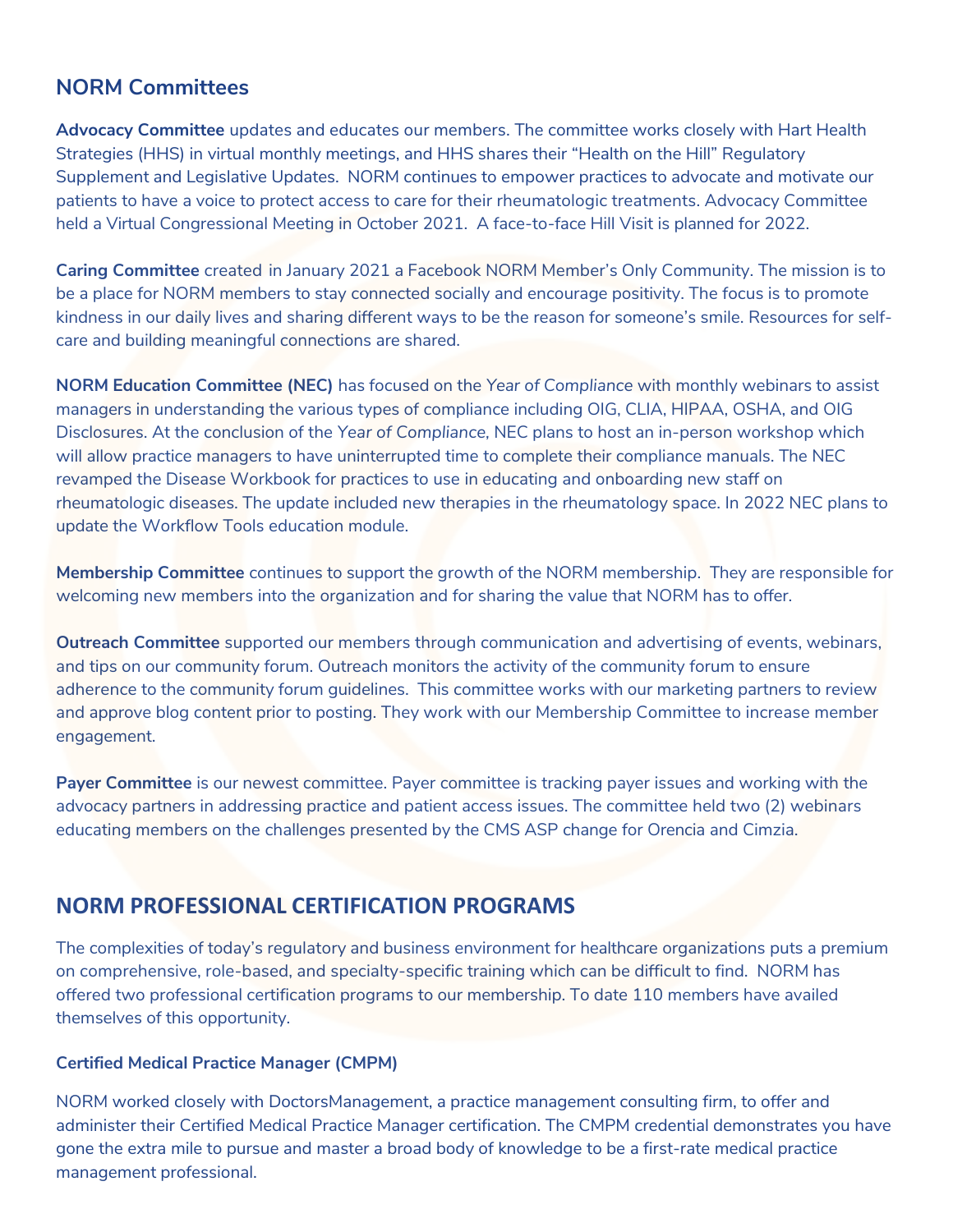## NORM Committees

**Advocacy Committee** updates and educates our members. The committee works closely with Hart Health Strategies (HHS) in virtual monthly meetings, and HHS shares their "Health on the Hill" Regulatory Supplement and Legislative Updates. NORM continues to empower practices to advocate and motivate our patients to have a voice to protect access to care for their rheumatologic treatments. Advocacy Committee held a Virtual Congressional Meeting in October 2021. A face-to-face Hill Visit is planned for 2022.

**Caring Committee** created in January 2021 a Facebook NORM Member's Only Community. The mission is to be a place for NORM members to stay connected socially and encourage positivity. The focus is to promote kindness in our daily lives and sharing different ways to be the reason for someone's smile. Resources for self-care and building meaningful connections are shared.

**NORM Education Committee (NEC)** has focused on the *Year of Compliance* with monthly webinars to assist managers in understanding the various types of compliance including OIG, CLIA, HIPAA, OSHA, and OIG Disclosures. At the conclusion of the *Year of Compliance,* NEC plans to host an in-person workshop which will allow practice managers to have uninterrupted time to complete their compliance manuals. The NEC revamped the Disease Workbook for practices to use in educating and onboarding new staff on rheumatologic diseases. The update included new therapies in the rheumatology space. In 2022 NEC plans to update the Workflow Tools education module.

**Membership Committee** continues to support the growth of the NORM membership. They are responsible for welcoming new members into the organization and for sharing the value that NORM has to offer.

**Outreach Committee** supported our members through communication and advertising of events, webinars, and tips on our community forum. Outreach monitors the activity of the community forum to ensure adherence to the community forum guidelines. This committee works with our marketing partners to review and approve blog content prior to posting. They work with our Membership Committee to increase member engagement.

**Payer Committee** is our newest committee. Payer committee is tracking payer issues and working with the advocacy partners in addressing practice and patient access issues. The committee held two (2) webinars educating members on the challenges presented by the CMS ASP change for Orencia and Cimzia.

## NORM PROFESSIONAL CERTIFICATION PROGRAMS

The complexities of today's regulatory and business environment for healthcare organizations puts a premium on comprehensive, role-based, and specialty-specific training which can be difficult to find. NORM has offered two professional certification programs to our membership. To date 110 members have availed themselves of this opportunity.

### Certified Medical Practice Manager (CMPM)

NORM worked closely with DoctorsManagement, a practice management consulting firm, to offer and administer their Certified Medical Practice Manager certification. The CMPM credential demonstrates you have gone the extra mile to pursue and master a broad body of knowledge to be a first-rate medical practice management professional.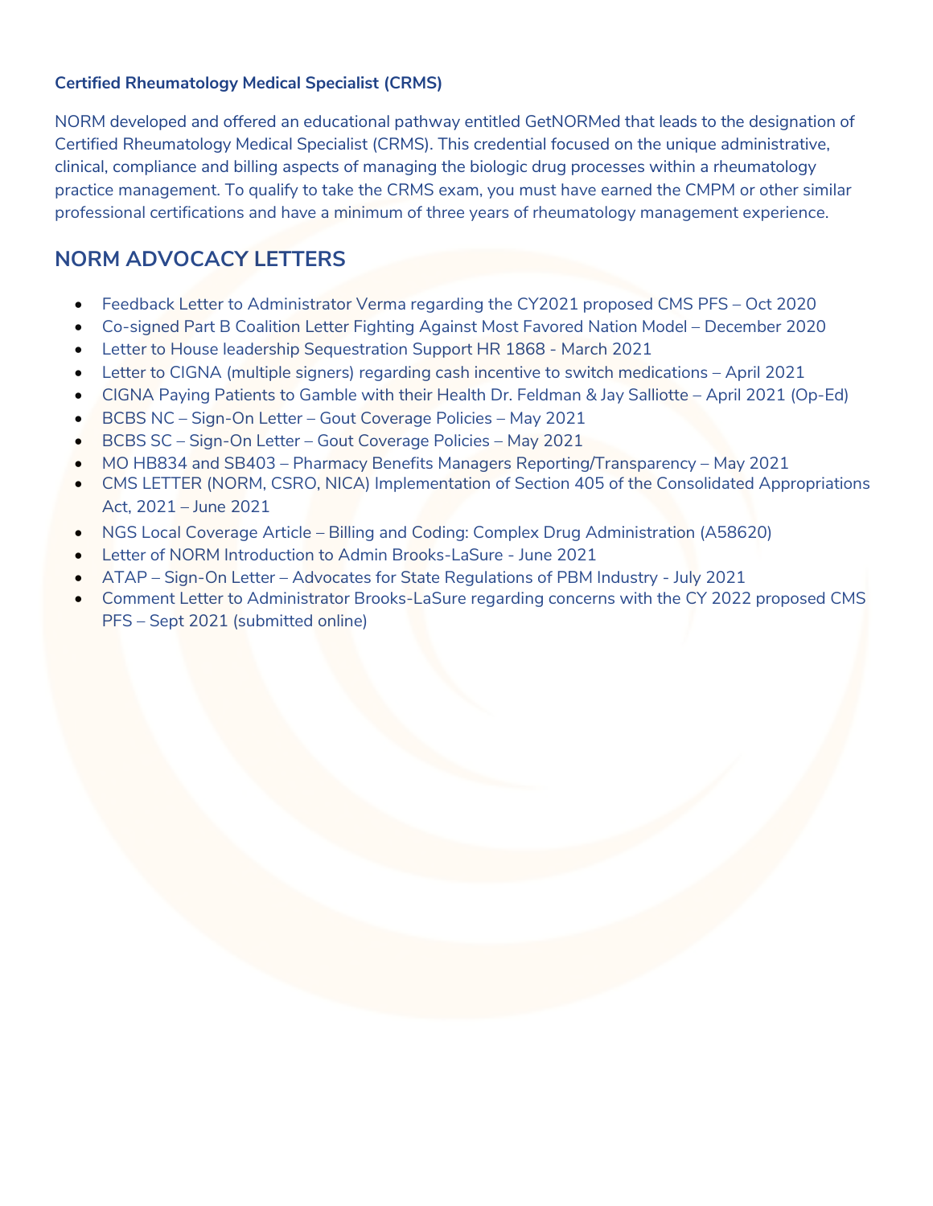### Certified Rheumatology Medical Specialist (CRMS)

NORM developed and offered an educational pathway entitled GetNORMed that leads to the designation of Certified Rheumatology Medical Specialist (CRMS). This credential focused on the unique administrative, clinical, compliance and billing aspects of managing the biologic drug processes within a rheumatology practice management. To qualify to take the CRMS exam, you must have earned the CMPM or other similar professional certifications and have a minimum of three years of rheumatology management experience.

## NORM ADVOCACY LETTERS

- Feedback Letter to Administrator Verma regarding the CY2021 proposed CMS PFS – Oct 2020
- Co-signed Part B Coalition Letter Fighting Against Most Favored Nation Model – December 2020
- Letter to House leadership Sequestration Support HR 1868 - March 2021
- Letter to CIGNA (multiple signers) regarding cash incentive to switch medications – April 2021
- CIGNA Paying Patients to Gamble with their Health Dr. Feldman & Jay Salliotte – April 2021 (Op-Ed)
- BCBS NC – Sign-On Letter – Gout Coverage Policies – May 2021
- BCBS SC – Sign-On Letter – Gout Coverage Policies – May 2021
- MO HB834 and SB403 – Pharmacy Benefits Managers Reporting/Transparency – May 2021
- CMS LETTER (NORM, CSRO, NICA) Implementation of Section 405 of the Consolidated Appropriations Act, 2021 – June 2021
- NGS Local Coverage Article – Billing and Coding: Complex Drug Administration (A58620)
- Letter of NORM Introduction to Admin Brooks-LaSure - June 2021
- ATAP – Sign-On Letter – Advocates for State Regulations of PBM Industry - July 2021
- Comment Letter to Administrator Brooks-LaSure regarding concerns with the CY 2022 proposed CMS PFS – Sept 2021 (submitted online)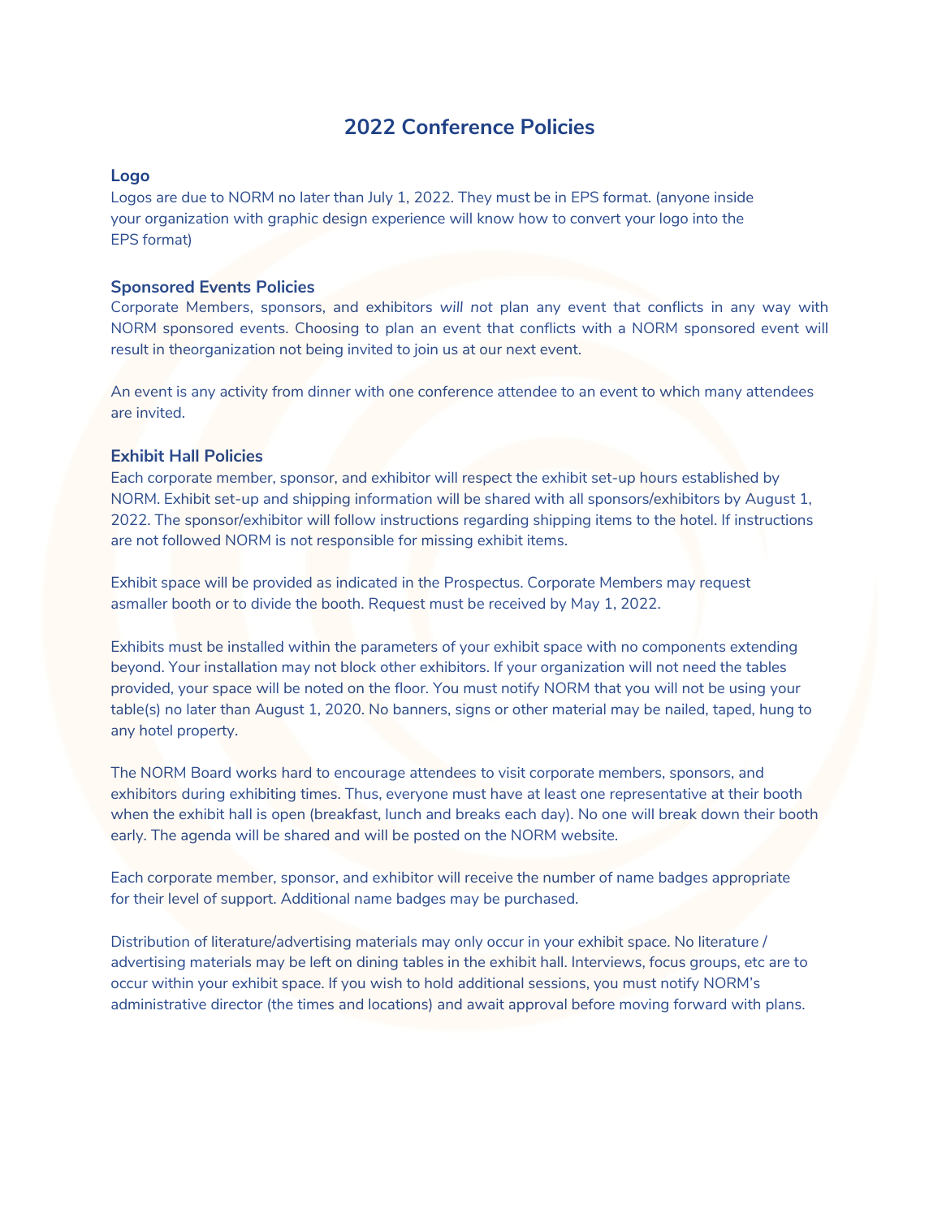# 2022 Conference Policies

### Logo

Logos are due to NORM no later than July 1, 2022. They must be in EPS format. (anyone inside your organization with graphic design experience will know how to convert your logo into the EPS format)

### Sponsored Events Policies

Corporate Members, sponsors, and exhibitors *will not* plan any event that conflicts in any way with NORM sponsored events. Choosing to plan an event that conflicts with a NORM sponsored event will result in theorganization not being invited to join us at our next event.

An event is any activity from dinner with one conference attendee to an event to which many attendees are invited.

### Exhibit Hall Policies

Each corporate member, sponsor, and exhibitor will respect the exhibit set-up hours established by NORM. Exhibit set-up and shipping information will be shared with all sponsors/exhibitors by August 1, 2022. The sponsor/exhibitor will follow instructions regarding shipping items to the hotel. If instructions are not followed NORM is not responsible for missing exhibit items.

Exhibit space will be provided as indicated in the Prospectus. Corporate Members may request asmaller booth or to divide the booth. Request must be received by May 1, 2022.

Exhibits must be installed within the parameters of your exhibit space with no components extending beyond. Your installation may not block other exhibitors. If your organization will not need the tables provided, your space will be noted on the floor. You must notify NORM that you will not be using your table(s) no later than August 1, 2020. No banners, signs or other material may be nailed, taped, hung to any hotel property.

The NORM Board works hard to encourage attendees to visit corporate members, sponsors, and exhibitors during exhibiting times. Thus, everyone must have at least one representative at their booth when the exhibit hall is open (breakfast, lunch and breaks each day). No one will break down their booth early. The agenda will be shared and will be posted on the NORM website.

Each corporate member, sponsor, and exhibitor will receive the number of name badges appropriate for their level of support. Additional name badges may be purchased.

Distribution of literature/advertising materials may only occur in your exhibit space. No literature / advertising materials may be left on dining tables in the exhibit hall. Interviews, focus groups, etc are to occur within your exhibit space. If you wish to hold additional sessions, you must notify NORM's administrative director (the times and locations) and await approval before moving forward with plans.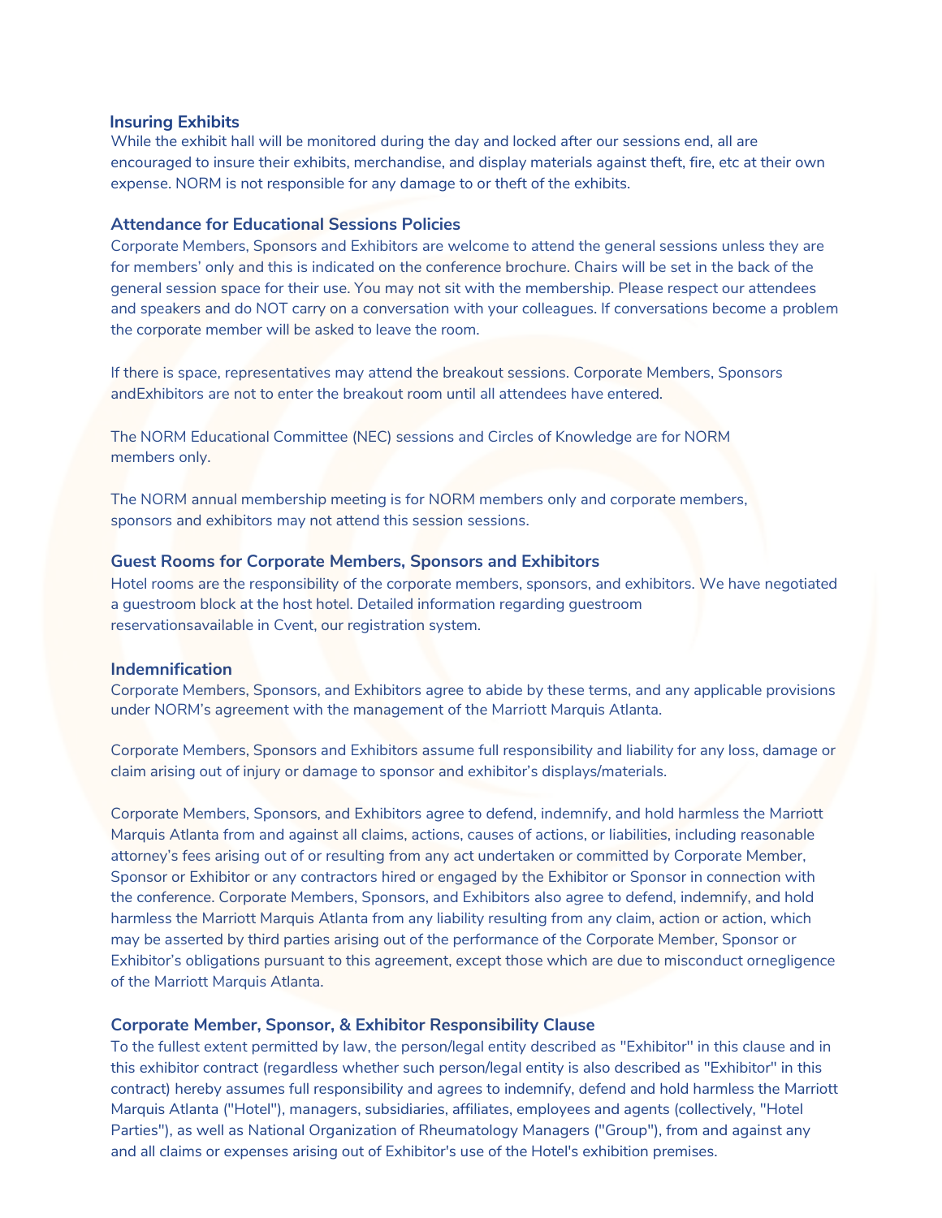### Insuring Exhibits

While the exhibit hall will be monitored during the day and locked after our sessions end, all are encouraged to insure their exhibits, merchandise, and display materials against theft, fire, etc at their own expense. NORM is not responsible for any damage to or theft of the exhibits.

### Attendance for Educational Sessions Policies

Corporate Members, Sponsors and Exhibitors are welcome to attend the general sessions unless they are for members' only and this is indicated on the conference brochure. Chairs will be set in the back of the general session space for their use. You may not sit with the membership. Please respect our attendees and speakers and do NOT carry on a conversation with your colleagues. If conversations become a problem the corporate member will be asked to leave the room.

If there is space, representatives may attend the breakout sessions. Corporate Members, Sponsors andExhibitors are not to enter the breakout room until all attendees have entered.

The NORM Educational Committee (NEC) sessions and Circles of Knowledge are for NORM members only.

The NORM annual membership meeting is for NORM members only and corporate members, sponsors and exhibitors may not attend this session sessions.

### Guest Rooms for Corporate Members, Sponsors and Exhibitors

Hotel rooms are the responsibility of the corporate members, sponsors, and exhibitors. We have negotiated a guestroom block at the host hotel. Detailed information regarding guestroom reservationsavailable in Cvent, our registration system.

### Indemnification

Corporate Members, Sponsors, and Exhibitors agree to abide by these terms, and any applicable provisions under NORM's agreement with the management of the Marriott Marquis Atlanta.

Corporate Members, Sponsors and Exhibitors assume full responsibility and liability for any loss, damage or claim arising out of injury or damage to sponsor and exhibitor's displays/materials.

Corporate Members, Sponsors, and Exhibitors agree to defend, indemnify, and hold harmless the Marriott Marquis Atlanta from and against all claims, actions, causes of actions, or liabilities, including reasonable attorney's fees arising out of or resulting from any act undertaken or committed by Corporate Member, Sponsor or Exhibitor or any contractors hired or engaged by the Exhibitor or Sponsor in connection with the conference. Corporate Members, Sponsors, and Exhibitors also agree to defend, indemnify, and hold harmless the Marriott Marquis Atlanta from any liability resulting from any claim, action or action, which may be asserted by third parties arising out of the performance of the Corporate Member, Sponsor or Exhibitor's obligations pursuant to this agreement, except those which are due to misconduct ornegligence of the Marriott Marquis Atlanta.

### Corporate Member, Sponsor, & Exhibitor Responsibility Clause

To the fullest extent permitted by law, the person/legal entity described as "Exhibitor" in this clause and in this exhibitor contract (regardless whether such person/legal entity is also described as "Exhibitor" in this contract) hereby assumes full responsibility and agrees to indemnify, defend and hold harmless the Marriott Marquis Atlanta ("Hotel"), managers, subsidiaries, affiliates, employees and agents (collectively, "Hotel Parties"), as well as National Organization of Rheumatology Managers ("Group"), from and against any and all claims or expenses arising out of Exhibitor's use of the Hotel's exhibition premises.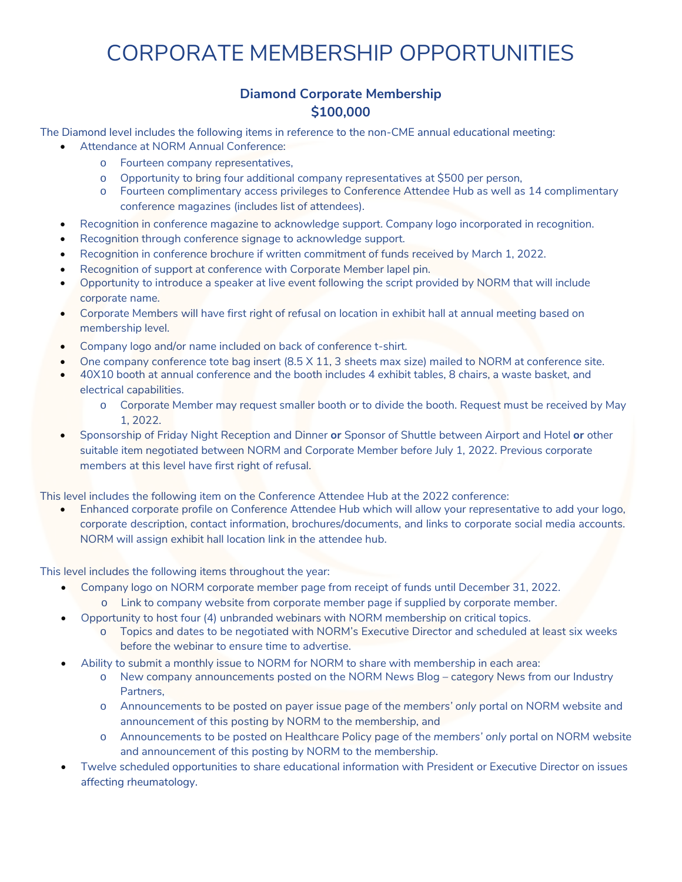# CORPORATE MEMBERSHIP OPPORTUNITIES

### Diamond Corporate Membership
### $100,000

The Diamond level includes the following items in reference to the non-CME annual educational meeting:

- Attendance at NORM Annual Conference:
  - Fourteen company representatives,
  - Opportunity to bring four additional company representatives at $500 per person,
  - Fourteen complimentary access privileges to Conference Attendee Hub as well as 14 complimentary conference magazines (includes list of attendees).
- Recognition in conference magazine to acknowledge support. Company logo incorporated in recognition.
- Recognition through conference signage to acknowledge support.
- Recognition in conference brochure if written commitment of funds received by March 1, 2022.
- Recognition of support at conference with Corporate Member lapel pin.
- Opportunity to introduce a speaker at live event following the script provided by NORM that will include corporate name.
- Corporate Members will have first right of refusal on location in exhibit hall at annual meeting based on membership level.
- Company logo and/or name included on back of conference t-shirt.
- One company conference tote bag insert (8.5 X 11, 3 sheets max size) mailed to NORM at conference site.
- 40X10 booth at annual conference and the booth includes 4 exhibit tables, 8 chairs, a waste basket, and electrical capabilities.
  - Corporate Member may request smaller booth or to divide the booth. Request must be received by May 1, 2022.
- Sponsorship of Friday Night Reception and Dinner **or** Sponsor of Shuttle between Airport and Hotel **or** other suitable item negotiated between NORM and Corporate Member before July 1, 2022. Previous corporate members at this level have first right of refusal.

This level includes the following item on the Conference Attendee Hub at the 2022 conference:

- Enhanced corporate profile on Conference Attendee Hub which will allow your representative to add your logo, corporate description, contact information, brochures/documents, and links to corporate social media accounts. NORM will assign exhibit hall location link in the attendee hub.

This level includes the following items throughout the year:

- Company logo on NORM corporate member page from receipt of funds until December 31, 2022.
  - Link to company website from corporate member page if supplied by corporate member.
- Opportunity to host four (4) unbranded webinars with NORM membership on critical topics.
  - Topics and dates to be negotiated with NORM's Executive Director and scheduled at least six weeks before the webinar to ensure time to advertise.
- Ability to submit a monthly issue to NORM for NORM to share with membership in each area:
  - New company announcements posted on the NORM News Blog – category News from our Industry Partners,
  - Announcements to be posted on payer issue page of the *members' only* portal on NORM website and announcement of this posting by NORM to the membership, and
  - Announcements to be posted on Healthcare Policy page of the *members' only* portal on NORM website and announcement of this posting by NORM to the membership.
- Twelve scheduled opportunities to share educational information with President or Executive Director on issues affecting rheumatology.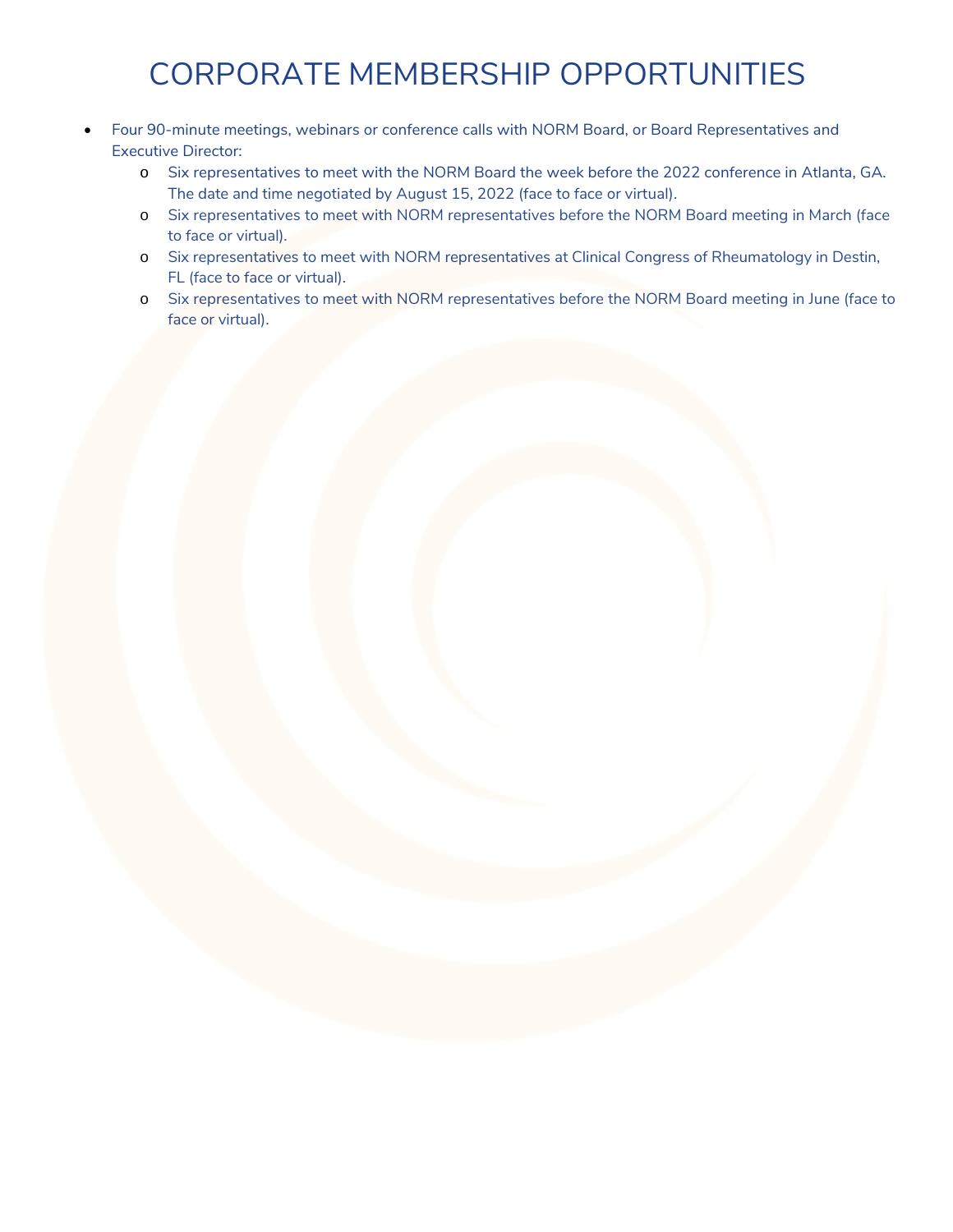# CORPORATE MEMBERSHIP OPPORTUNITIES

- Four 90-minute meetings, webinars or conference calls with NORM Board, or Board Representatives and Executive Director:
  - Six representatives to meet with the NORM Board the week before the 2022 conference in Atlanta, GA. The date and time negotiated by August 15, 2022 (face to face or virtual).
  - Six representatives to meet with NORM representatives before the NORM Board meeting in March (face to face or virtual).
  - Six representatives to meet with NORM representatives at Clinical Congress of Rheumatology in Destin, FL (face to face or virtual).
  - Six representatives to meet with NORM representatives before the NORM Board meeting in June (face to face or virtual).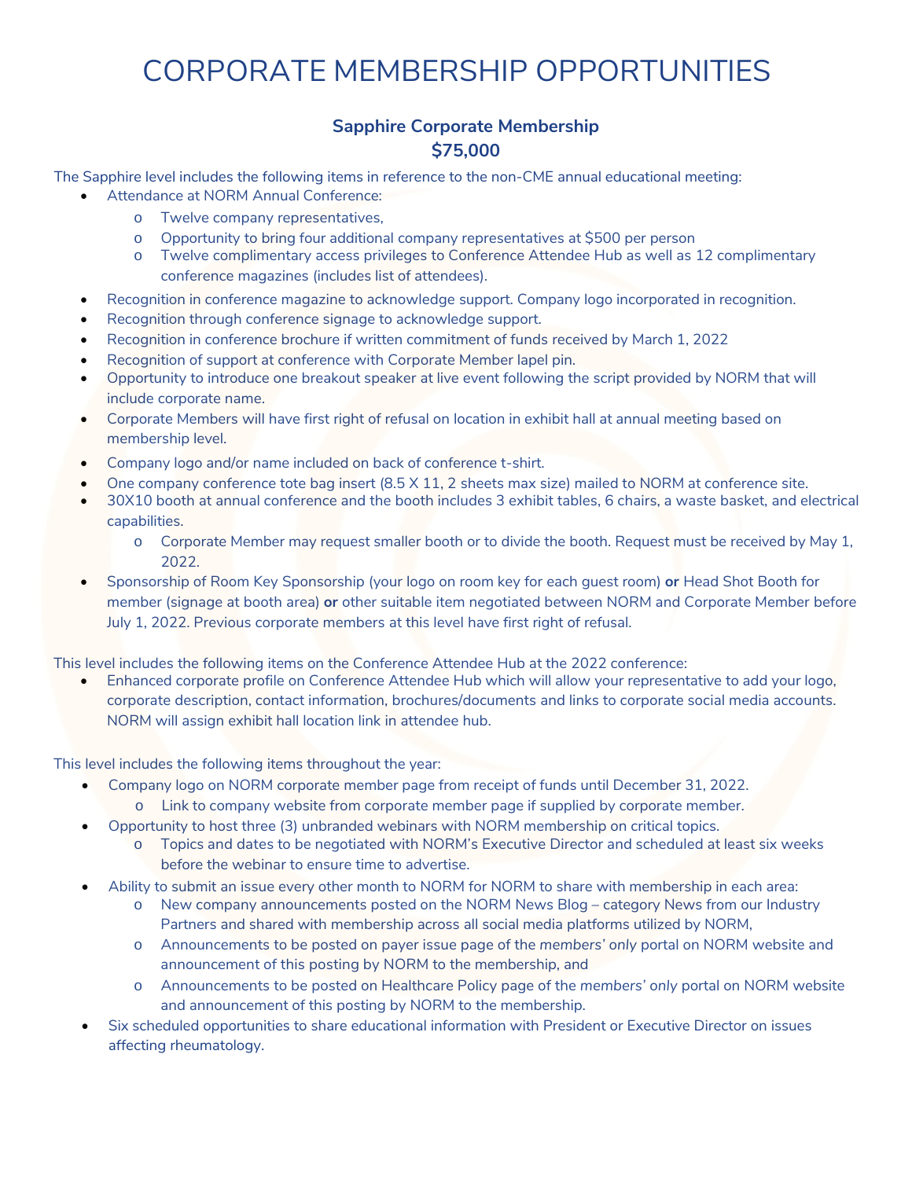# CORPORATE MEMBERSHIP OPPORTUNITIES

### Sapphire Corporate Membership
### $75,000

The Sapphire level includes the following items in reference to the non-CME annual educational meeting:

- Attendance at NORM Annual Conference:
  - Twelve company representatives,
  - Opportunity to bring four additional company representatives at $500 per person
  - Twelve complimentary access privileges to Conference Attendee Hub as well as 12 complimentary conference magazines (includes list of attendees).
- Recognition in conference magazine to acknowledge support. Company logo incorporated in recognition.
- Recognition through conference signage to acknowledge support.
- Recognition in conference brochure if written commitment of funds received by March 1, 2022
- Recognition of support at conference with Corporate Member lapel pin.
- Opportunity to introduce one breakout speaker at live event following the script provided by NORM that will include corporate name.
- Corporate Members will have first right of refusal on location in exhibit hall at annual meeting based on membership level.
- Company logo and/or name included on back of conference t-shirt.
- One company conference tote bag insert (8.5 X 11, 2 sheets max size) mailed to NORM at conference site.
- 30X10 booth at annual conference and the booth includes 3 exhibit tables, 6 chairs, a waste basket, and electrical capabilities.
  - Corporate Member may request smaller booth or to divide the booth. Request must be received by May 1, 2022.
- Sponsorship of Room Key Sponsorship (your logo on room key for each guest room) **or** Head Shot Booth for member (signage at booth area) **or** other suitable item negotiated between NORM and Corporate Member before July 1, 2022. Previous corporate members at this level have first right of refusal.

This level includes the following items on the Conference Attendee Hub at the 2022 conference:

- Enhanced corporate profile on Conference Attendee Hub which will allow your representative to add your logo, corporate description, contact information, brochures/documents and links to corporate social media accounts. NORM will assign exhibit hall location link in attendee hub.

This level includes the following items throughout the year:

- Company logo on NORM corporate member page from receipt of funds until December 31, 2022.
  - Link to company website from corporate member page if supplied by corporate member.
- Opportunity to host three (3) unbranded webinars with NORM membership on critical topics.
  - Topics and dates to be negotiated with NORM's Executive Director and scheduled at least six weeks before the webinar to ensure time to advertise.
- Ability to submit an issue every other month to NORM for NORM to share with membership in each area:
  - New company announcements posted on the NORM News Blog – category News from our Industry Partners and shared with membership across all social media platforms utilized by NORM,
  - Announcements to be posted on payer issue page of the *members' only* portal on NORM website and announcement of this posting by NORM to the membership, and
  - Announcements to be posted on Healthcare Policy page of the *members' only* portal on NORM website and announcement of this posting by NORM to the membership.
- Six scheduled opportunities to share educational information with President or Executive Director on issues affecting rheumatology.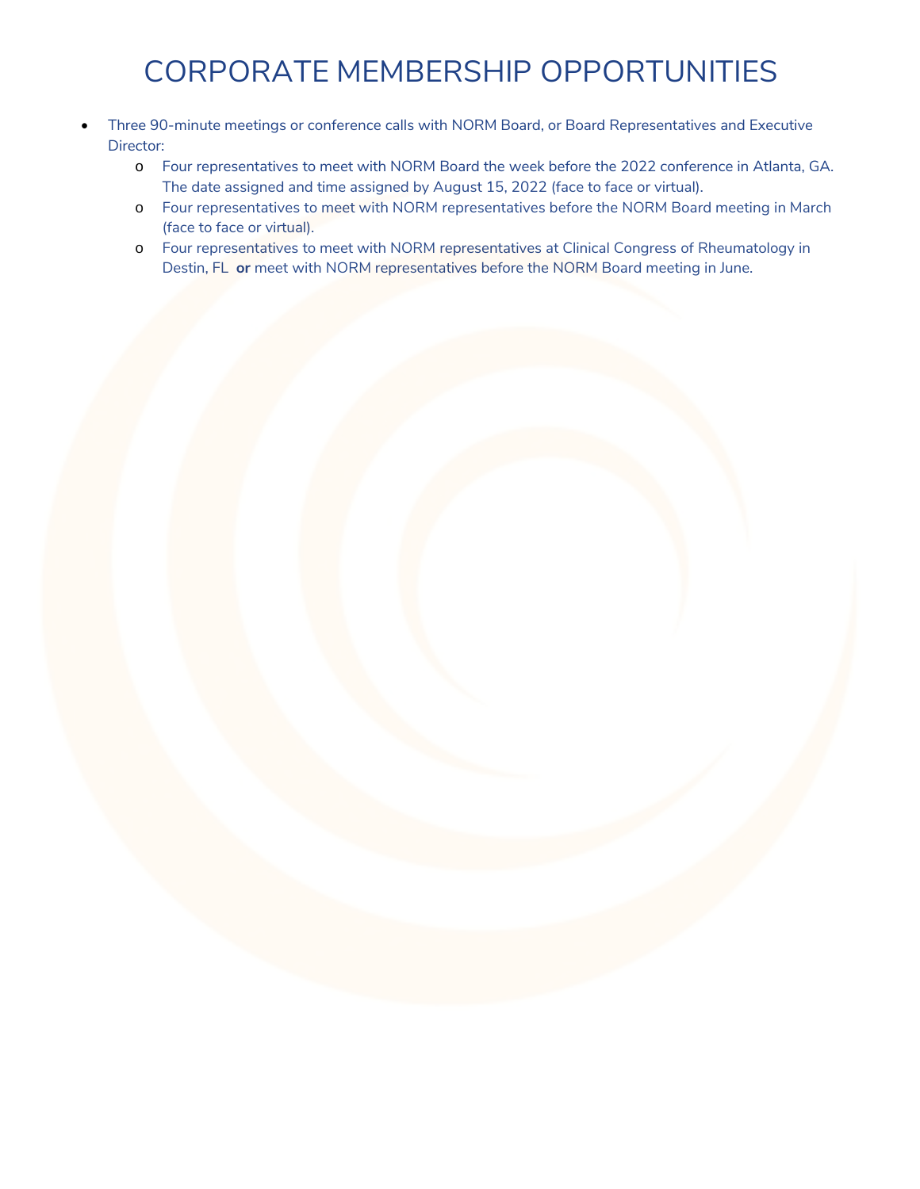# CORPORATE MEMBERSHIP OPPORTUNITIES

- Three 90-minute meetings or conference calls with NORM Board, or Board Representatives and Executive Director:
  - Four representatives to meet with NORM Board the week before the 2022 conference in Atlanta, GA. The date assigned and time assigned by August 15, 2022 (face to face or virtual).
  - Four representatives to meet with NORM representatives before the NORM Board meeting in March (face to face or virtual).
  - Four representatives to meet with NORM representatives at Clinical Congress of Rheumatology in Destin, FL **or** meet with NORM representatives before the NORM Board meeting in June.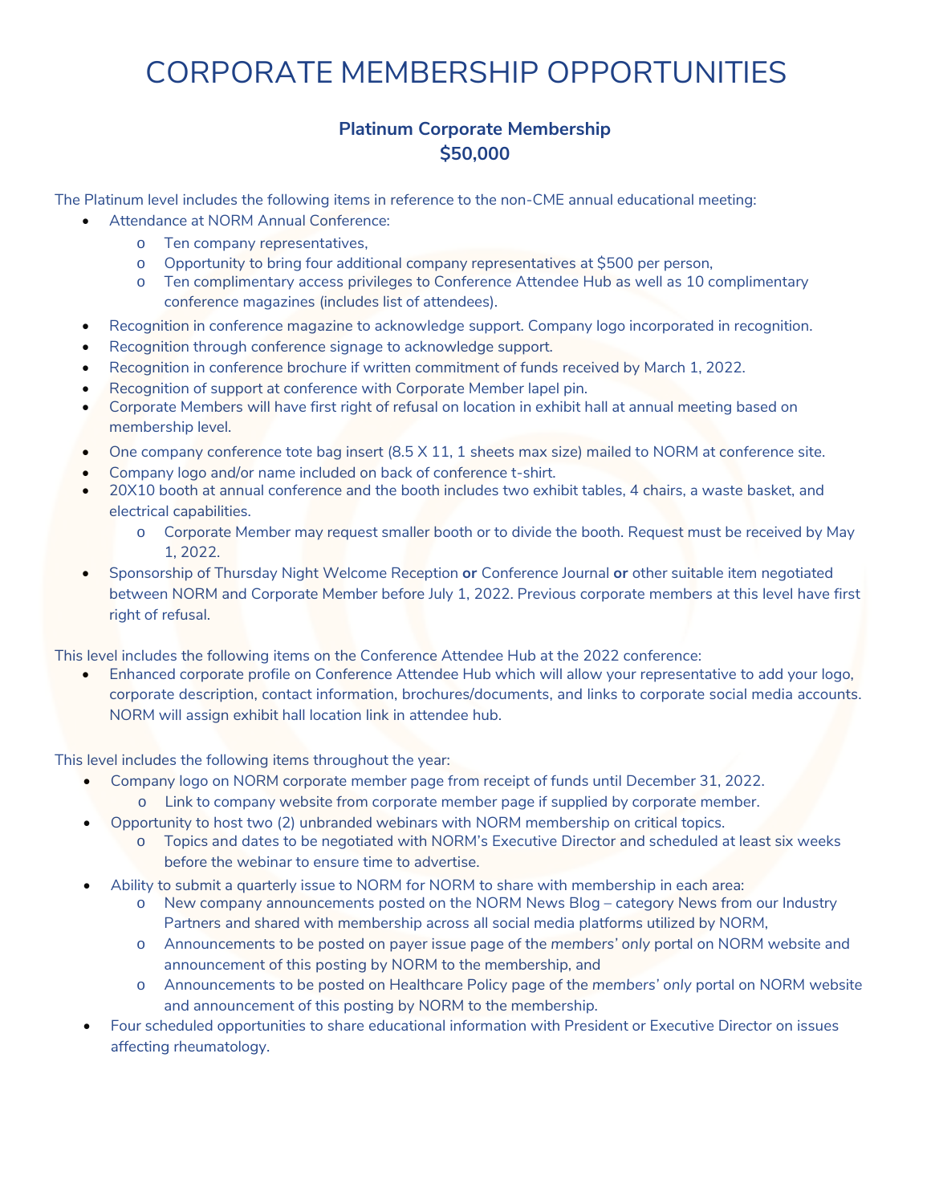# CORPORATE MEMBERSHIP OPPORTUNITIES

### Platinum Corporate Membership
### $50,000

The Platinum level includes the following items in reference to the non-CME annual educational meeting:

- Attendance at NORM Annual Conference:
  - Ten company representatives,
  - Opportunity to bring four additional company representatives at $500 per person,
  - Ten complimentary access privileges to Conference Attendee Hub as well as 10 complimentary conference magazines (includes list of attendees).
- Recognition in conference magazine to acknowledge support. Company logo incorporated in recognition.
- Recognition through conference signage to acknowledge support.
- Recognition in conference brochure if written commitment of funds received by March 1, 2022.
- Recognition of support at conference with Corporate Member lapel pin.
- Corporate Members will have first right of refusal on location in exhibit hall at annual meeting based on membership level.
- One company conference tote bag insert (8.5 X 11, 1 sheets max size) mailed to NORM at conference site.
- Company logo and/or name included on back of conference t-shirt.
- 20X10 booth at annual conference and the booth includes two exhibit tables, 4 chairs, a waste basket, and electrical capabilities.
  - Corporate Member may request smaller booth or to divide the booth. Request must be received by May 1, 2022.
- Sponsorship of Thursday Night Welcome Reception **or** Conference Journal **or** other suitable item negotiated between NORM and Corporate Member before July 1, 2022. Previous corporate members at this level have first right of refusal.

This level includes the following items on the Conference Attendee Hub at the 2022 conference:

- Enhanced corporate profile on Conference Attendee Hub which will allow your representative to add your logo, corporate description, contact information, brochures/documents, and links to corporate social media accounts. NORM will assign exhibit hall location link in attendee hub.

This level includes the following items throughout the year:

- Company logo on NORM corporate member page from receipt of funds until December 31, 2022.
  - Link to company website from corporate member page if supplied by corporate member.
- Opportunity to host two (2) unbranded webinars with NORM membership on critical topics.
  - Topics and dates to be negotiated with NORM's Executive Director and scheduled at least six weeks before the webinar to ensure time to advertise.
- Ability to submit a quarterly issue to NORM for NORM to share with membership in each area:
  - New company announcements posted on the NORM News Blog – category News from our Industry Partners and shared with membership across all social media platforms utilized by NORM,
  - Announcements to be posted on payer issue page of the *members' only* portal on NORM website and announcement of this posting by NORM to the membership, and
  - Announcements to be posted on Healthcare Policy page of the *members' only* portal on NORM website and announcement of this posting by NORM to the membership.
- Four scheduled opportunities to share educational information with President or Executive Director on issues affecting rheumatology.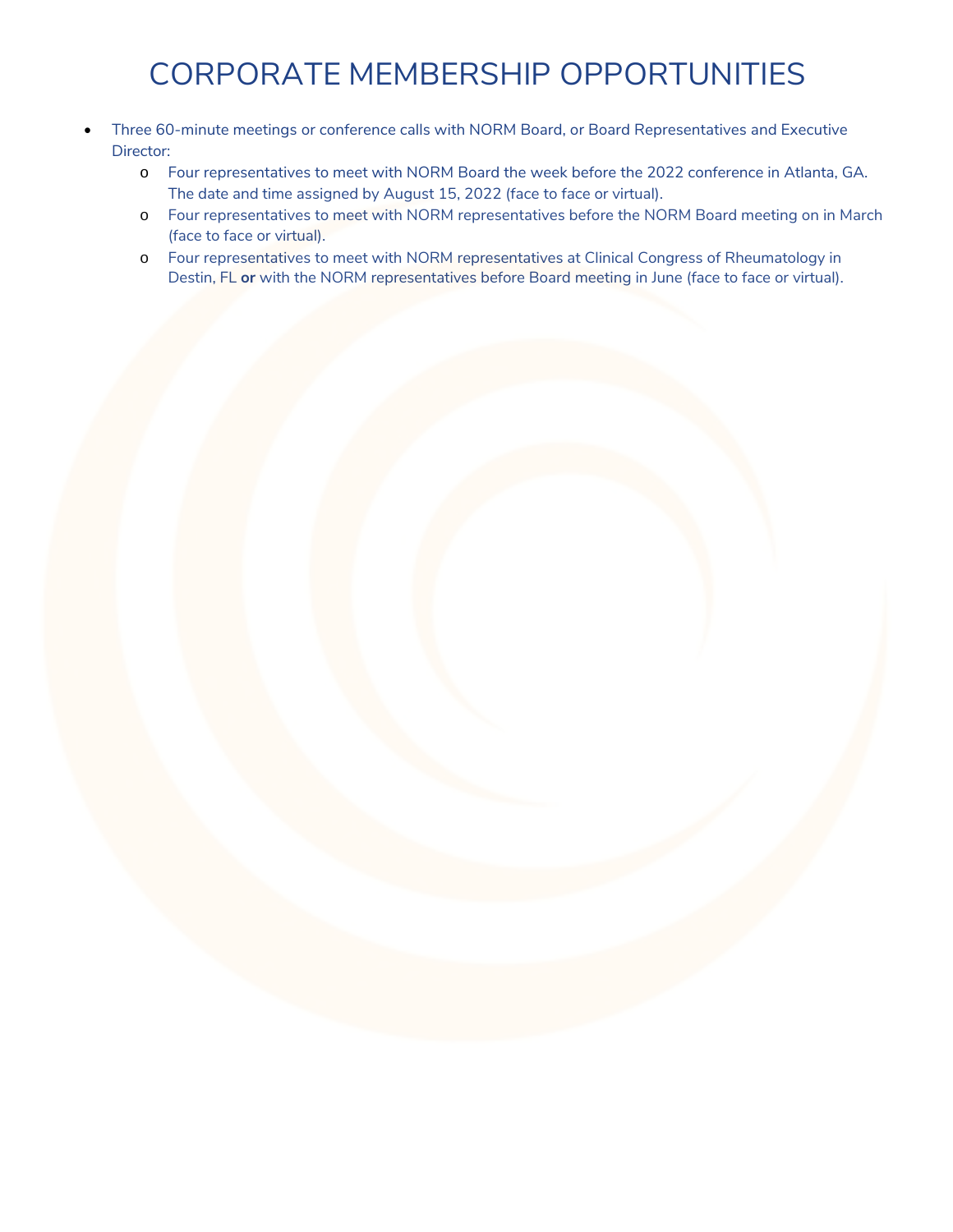# CORPORATE MEMBERSHIP OPPORTUNITIES

- Three 60-minute meetings or conference calls with NORM Board, or Board Representatives and Executive Director:
  - Four representatives to meet with NORM Board the week before the 2022 conference in Atlanta, GA. The date and time assigned by August 15, 2022 (face to face or virtual).
  - Four representatives to meet with NORM representatives before the NORM Board meeting on in March (face to face or virtual).
  - Four representatives to meet with NORM representatives at Clinical Congress of Rheumatology in Destin, FL **or** with the NORM representatives before Board meeting in June (face to face or virtual).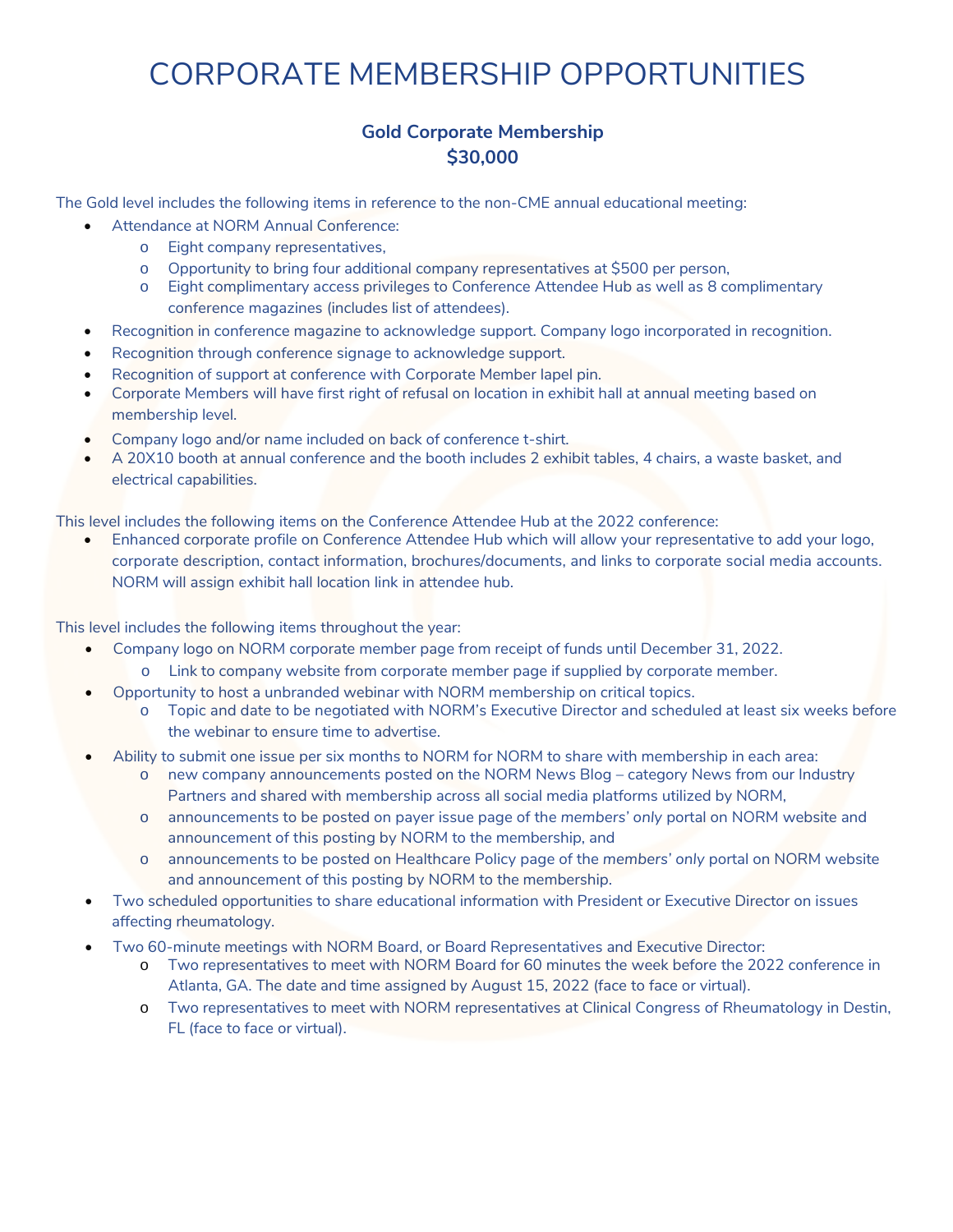# CORPORATE MEMBERSHIP OPPORTUNITIES

### Gold Corporate Membership
### $30,000

The Gold level includes the following items in reference to the non-CME annual educational meeting:

- Attendance at NORM Annual Conference:
  - Eight company representatives,
  - Opportunity to bring four additional company representatives at $500 per person,
  - Eight complimentary access privileges to Conference Attendee Hub as well as 8 complimentary conference magazines (includes list of attendees).
- Recognition in conference magazine to acknowledge support. Company logo incorporated in recognition.
- Recognition through conference signage to acknowledge support.
- Recognition of support at conference with Corporate Member lapel pin.
- Corporate Members will have first right of refusal on location in exhibit hall at annual meeting based on membership level.
- Company logo and/or name included on back of conference t-shirt.
- A 20X10 booth at annual conference and the booth includes 2 exhibit tables, 4 chairs, a waste basket, and electrical capabilities.

This level includes the following items on the Conference Attendee Hub at the 2022 conference:

- Enhanced corporate profile on Conference Attendee Hub which will allow your representative to add your logo, corporate description, contact information, brochures/documents, and links to corporate social media accounts. NORM will assign exhibit hall location link in attendee hub.

This level includes the following items throughout the year:

- Company logo on NORM corporate member page from receipt of funds until December 31, 2022.
  - Link to company website from corporate member page if supplied by corporate member.
- Opportunity to host a unbranded webinar with NORM membership on critical topics.
  - Topic and date to be negotiated with NORM's Executive Director and scheduled at least six weeks before the webinar to ensure time to advertise.
- Ability to submit one issue per six months to NORM for NORM to share with membership in each area:
  - new company announcements posted on the NORM News Blog – category News from our Industry Partners and shared with membership across all social media platforms utilized by NORM,
  - announcements to be posted on payer issue page of the *members' only* portal on NORM website and announcement of this posting by NORM to the membership, and
  - announcements to be posted on Healthcare Policy page of the *members' only* portal on NORM website and announcement of this posting by NORM to the membership.
- Two scheduled opportunities to share educational information with President or Executive Director on issues affecting rheumatology.
- Two 60-minute meetings with NORM Board, or Board Representatives and Executive Director:
  - Two representatives to meet with NORM Board for 60 minutes the week before the 2022 conference in Atlanta, GA. The date and time assigned by August 15, 2022 (face to face or virtual).
  - Two representatives to meet with NORM representatives at Clinical Congress of Rheumatology in Destin, FL (face to face or virtual).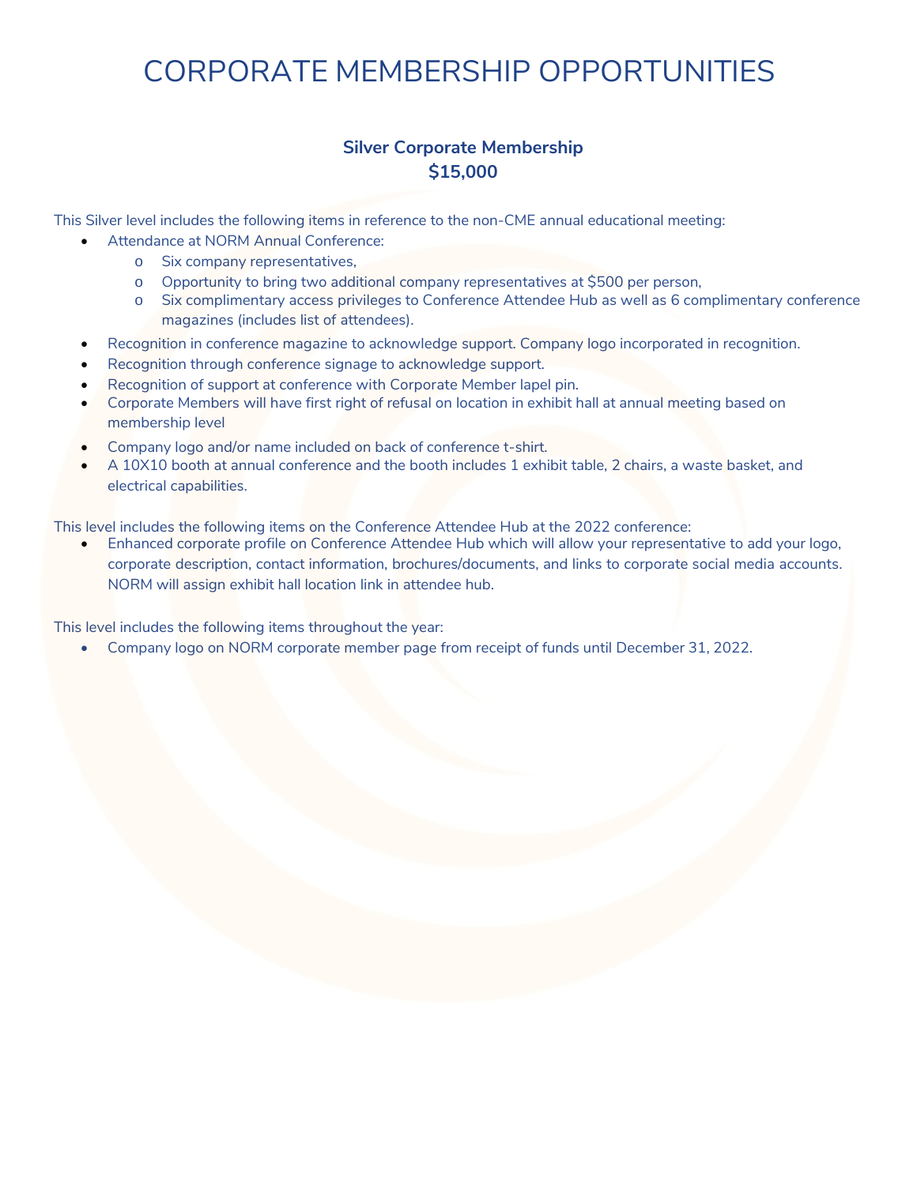# CORPORATE MEMBERSHIP OPPORTUNITIES

## Silver Corporate Membership
## $15,000

This Silver level includes the following items in reference to the non-CME annual educational meeting:

- Attendance at NORM Annual Conference:
  - Six company representatives,
  - Opportunity to bring two additional company representatives at $500 per person,
  - Six complimentary access privileges to Conference Attendee Hub as well as 6 complimentary conference magazines (includes list of attendees).
- Recognition in conference magazine to acknowledge support. Company logo incorporated in recognition.
- Recognition through conference signage to acknowledge support.
- Recognition of support at conference with Corporate Member lapel pin.
- Corporate Members will have first right of refusal on location in exhibit hall at annual meeting based on membership level
- Company logo and/or name included on back of conference t-shirt.
- A 10X10 booth at annual conference and the booth includes 1 exhibit table, 2 chairs, a waste basket, and electrical capabilities.

This level includes the following items on the Conference Attendee Hub at the 2022 conference:

- Enhanced corporate profile on Conference Attendee Hub which will allow your representative to add your logo, corporate description, contact information, brochures/documents, and links to corporate social media accounts. NORM will assign exhibit hall location link in attendee hub.

This level includes the following items throughout the year:

- Company logo on NORM corporate member page from receipt of funds until December 31, 2022.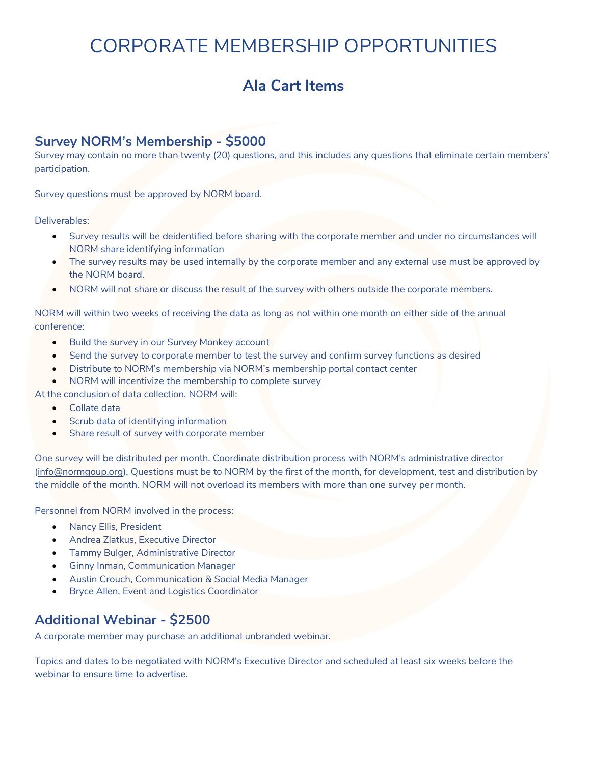# CORPORATE MEMBERSHIP OPPORTUNITIES

## Ala Cart Items

### Survey NORM's Membership - $5000

Survey may contain no more than twenty (20) questions, and this includes any questions that eliminate certain members' participation.

Survey questions must be approved by NORM board.

Deliverables:

- Survey results will be deidentified before sharing with the corporate member and under no circumstances will NORM share identifying information
- The survey results may be used internally by the corporate member and any external use must be approved by the NORM board.
- NORM will not share or discuss the result of the survey with others outside the corporate members.

NORM will within two weeks of receiving the data as long as not within one month on either side of the annual conference:

- Build the survey in our Survey Monkey account
- Send the survey to corporate member to test the survey and confirm survey functions as desired
- Distribute to NORM's membership via NORM's membership portal contact center
- NORM will incentivize the membership to complete survey

At the conclusion of data collection, NORM will:

- Collate data
- Scrub data of identifying information
- Share result of survey with corporate member

One survey will be distributed per month. Coordinate distribution process with NORM's administrative director (info@normgoup.org). Questions must be to NORM by the first of the month, for development, test and distribution by the middle of the month. NORM will not overload its members with more than one survey per month.

Personnel from NORM involved in the process:

- Nancy Ellis, President
- Andrea Zlatkus, Executive Director
- Tammy Bulger, Administrative Director
- Ginny Inman, Communication Manager
- Austin Crouch, Communication & Social Media Manager
- Bryce Allen, Event and Logistics Coordinator

### Additional Webinar - $2500

A corporate member may purchase an additional unbranded webinar.

Topics and dates to be negotiated with NORM's Executive Director and scheduled at least six weeks before the webinar to ensure time to advertise.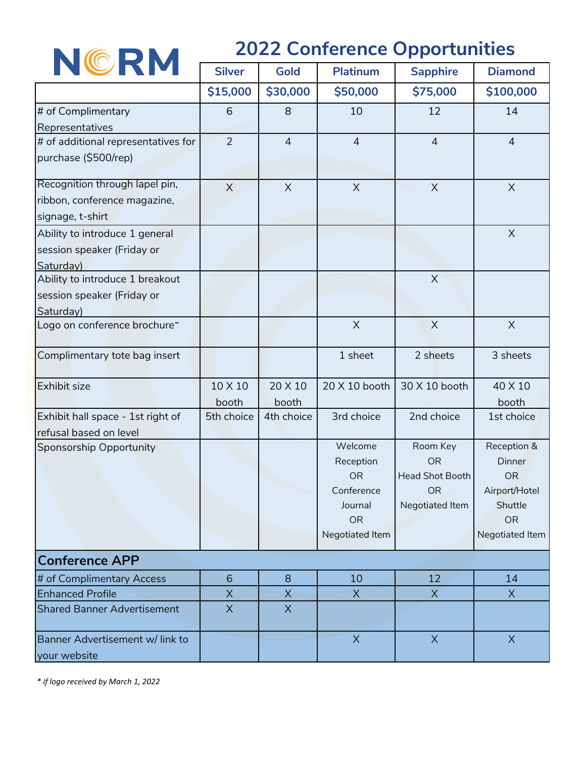# NORM

## 2022 Conference Opportunities

| | Silver | Gold | Platinum | Sapphire | Diamond |
|---|---|---|---|---|---|
| | $15,000 | $30,000 | $50,000 | $75,000 | $100,000 |
| # of Complimentary Representatives | 6 | 8 | 10 | 12 | 14 |
| # of additional representatives for purchase ($500/rep) | 2 | 4 | 4 | 4 | 4 |
| Recognition through lapel pin, ribbon, conference magazine, signage, t-shirt | X | X | X | X | X |
| Ability to introduce 1 general session speaker (Friday or Saturday) | | | | | X |
| Ability to introduce 1 breakout session speaker (Friday or Saturday) | | | | X | |
| Logo on conference brochure* | | | X | X | X |
| Complimentary tote bag insert | | | 1 sheet | 2 sheets | 3 sheets |
| Exhibit size | 10 X 10 booth | 20 X 10 booth | 20 X 10 booth | 30 X 10 booth | 40 X 10 booth |
| Exhibit hall space - 1st right of refusal based on level | 5th choice | 4th choice | 3rd choice | 2nd choice | 1st choice |
| Sponsorship Opportunity | | | Welcome Reception OR Conference Journal OR Negotiated Item | Room Key OR Head Shot Booth OR Negotiated Item | Reception & Dinner OR Airport/Hotel Shuttle OR Negotiated Item |
| **Conference APP** | | | | | |
| # of Complimentary Access | 6 | 8 | 10 | 12 | 14 |
| Enhanced Profile | X | X | X | X | X |
| Shared Banner Advertisement | X | X | | | |
| Banner Advertisement w/ link to your website | | | X | X | X |

*\* if logo received by March 1, 2022*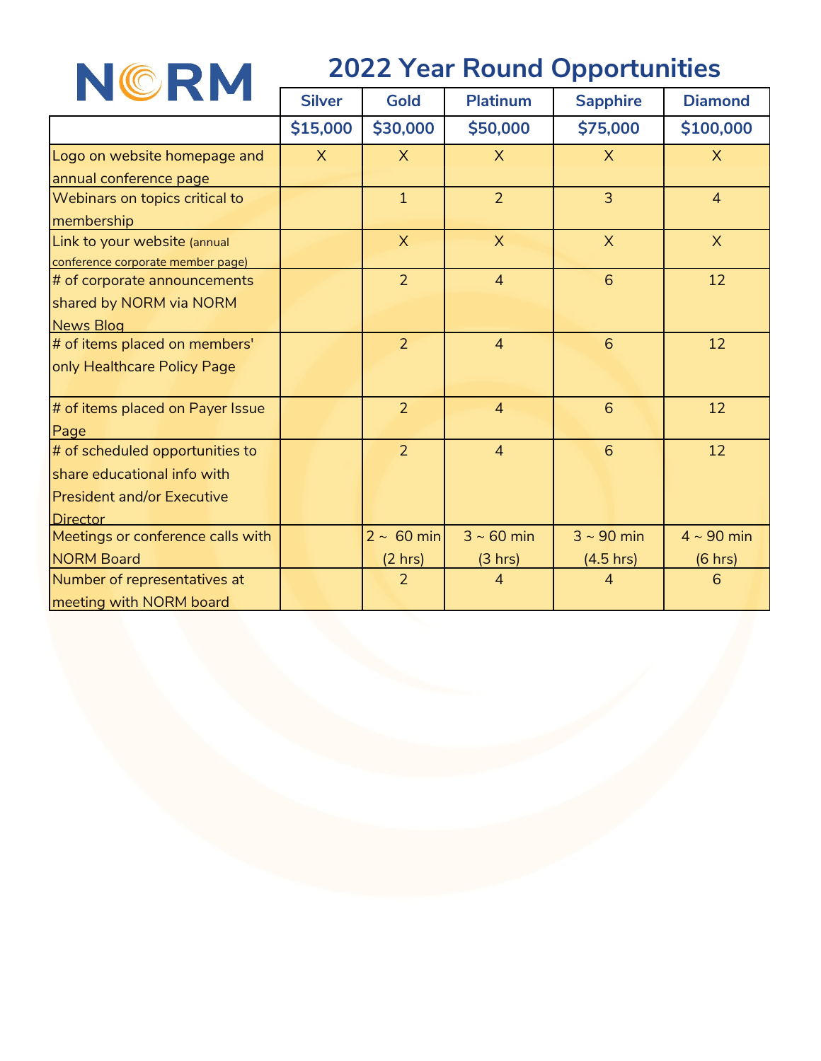NORM

# 2022 Year Round Opportunities

| | Silver | Gold | Platinum | Sapphire | Diamond |
|---|---|---|---|---|---|
| | $15,000 | $30,000 | $50,000 | $75,000 | $100,000 |
| Logo on website homepage and annual conference page | X | X | X | X | X |
| Webinars on topics critical to membership | | 1 | 2 | 3 | 4 |
| Link to your website (annual conference corporate member page) | | X | X | X | X |
| # of corporate announcements shared by NORM via NORM News Blog | | 2 | 4 | 6 | 12 |
| # of items placed on members' only Healthcare Policy Page | | 2 | 4 | 6 | 12 |
| # of items placed on Payer Issue Page | | 2 | 4 | 6 | 12 |
| # of scheduled opportunities to share educational info with President and/or Executive Director | | 2 | 4 | 6 | 12 |
| Meetings or conference calls with NORM Board | | 2 ~ 60 min (2 hrs) | 3 ~ 60 min (3 hrs) | 3 ~ 90 min (4.5 hrs) | 4 ~ 90 min (6 hrs) |
| Number of representatives at meeting with NORM board | | 2 | 4 | 4 | 6 |